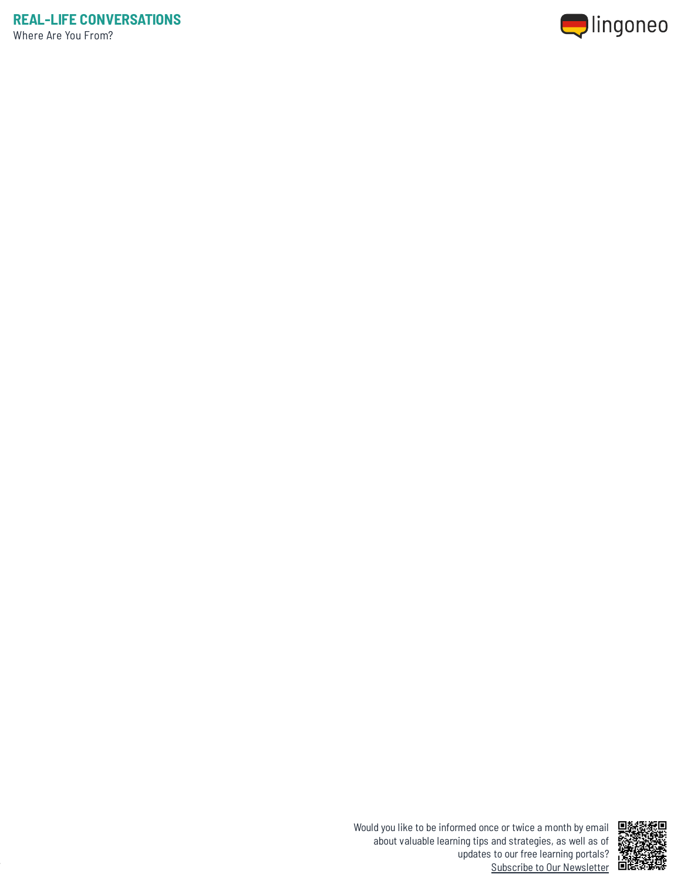# REAL-LIFE CONVERSATIONS

Where Are You From?

Would you like to be informed once or twice a month by email about valuable learning tips and strategies, as well as of updates to our free learning portals? Subscribe to Our Newsletter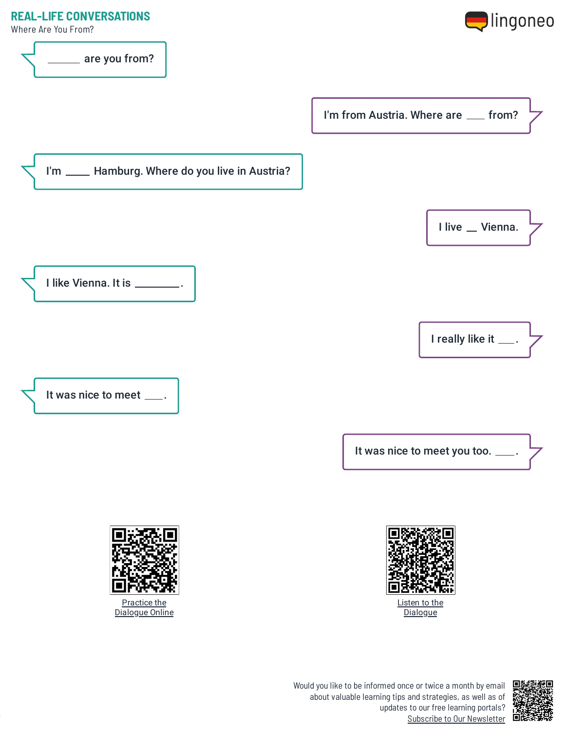# REAL-LIFE CONVERSATIONS

Where Are You From?

______ are you from?

I'm from Austria. Where are ___ from?

I'm ____ Hamburg. Where do you live in Austria?

I live __ Vienna.

I like Vienna. It is ________.

I really like it ___.

It was nice to meet ___.

It was nice to meet you too. ___.

Practice the Dialogue Online

Listen to the Dialogue

Would you like to be informed once or twice a month by email about valuable learning tips and strategies, as well as of updates to our free learning portals?

Subscribe to Our Newsletter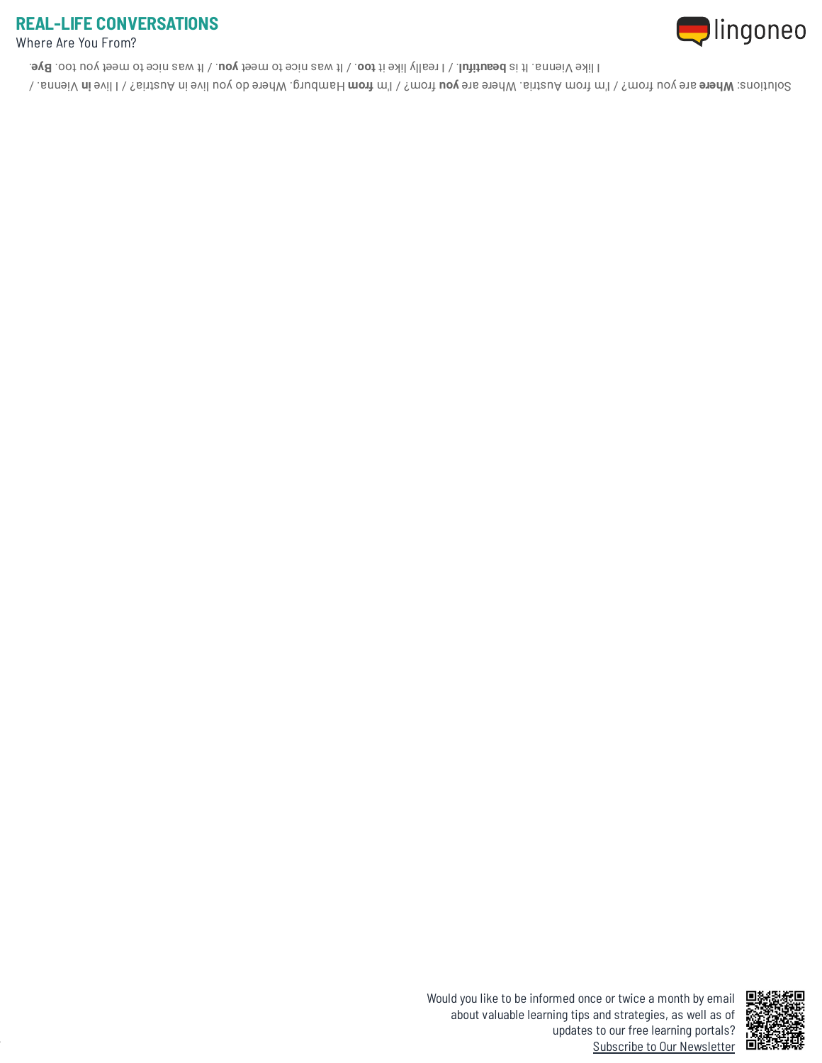Solutions: **Where** are you from? / I'm from Austria. Where are **you** from? / I'm **from** Hamburg. Where do you live in Austria? / I live **in** Vienna. / I like Vienna. It is **beautiful**. / I really like it **too**. / It was nice to meet **you**. / It was nice to meet you too. **Bye**.